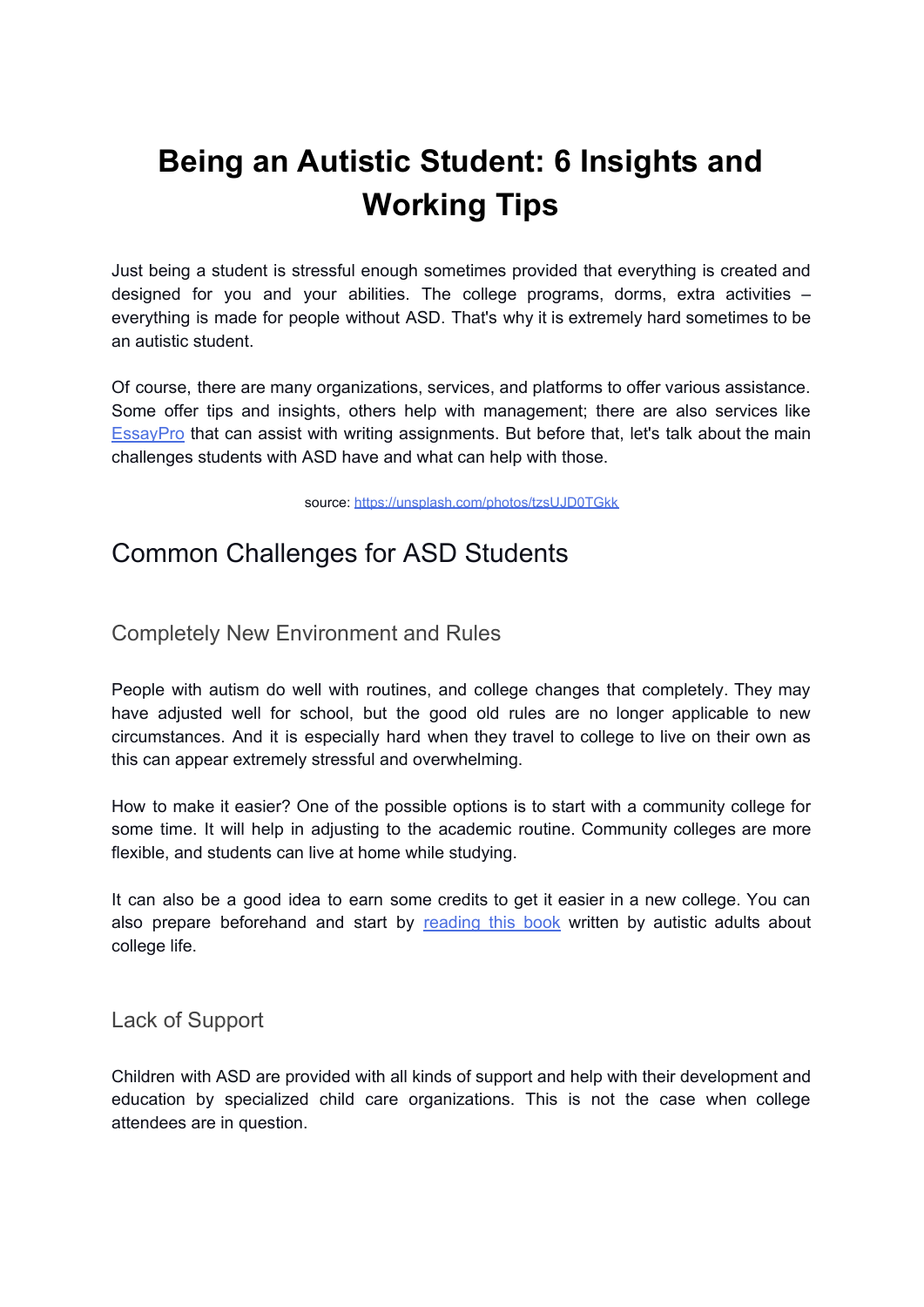# Being an Autistic Student: 6 Insights and Working Tips

Just being a student is stressful enough sometimes provided that everything is created and designed for you and your abilities. The college programs, dorms, extra activities – everything is made for people without ASD. That's why it is extremely hard sometimes to be an autistic student.

Of course, there are many organizations, services, and platforms to offer various assistance. Some offer tips and insights, others help with management; there are also services like EssayPro that can assist with writing assignments. But before that, let's talk about the main challenges students with ASD have and what can help with those.

source: https://unsplash.com/photos/tzsUJD0TGkk

## Common Challenges for ASD Students

### Completely New Environment and Rules

People with autism do well with routines, and college changes that completely. They may have adjusted well for school, but the good old rules are no longer applicable to new circumstances. And it is especially hard when they travel to college to live on their own as this can appear extremely stressful and overwhelming.

How to make it easier? One of the possible options is to start with a community college for some time. It will help in adjusting to the academic routine. Community colleges are more flexible, and students can live at home while studying.

It can also be a good idea to earn some credits to get it easier in a new college. You can also prepare beforehand and start by reading this book written by autistic adults about college life.

### Lack of Support

Children with ASD are provided with all kinds of support and help with their development and education by specialized child care organizations. This is not the case when college attendees are in question.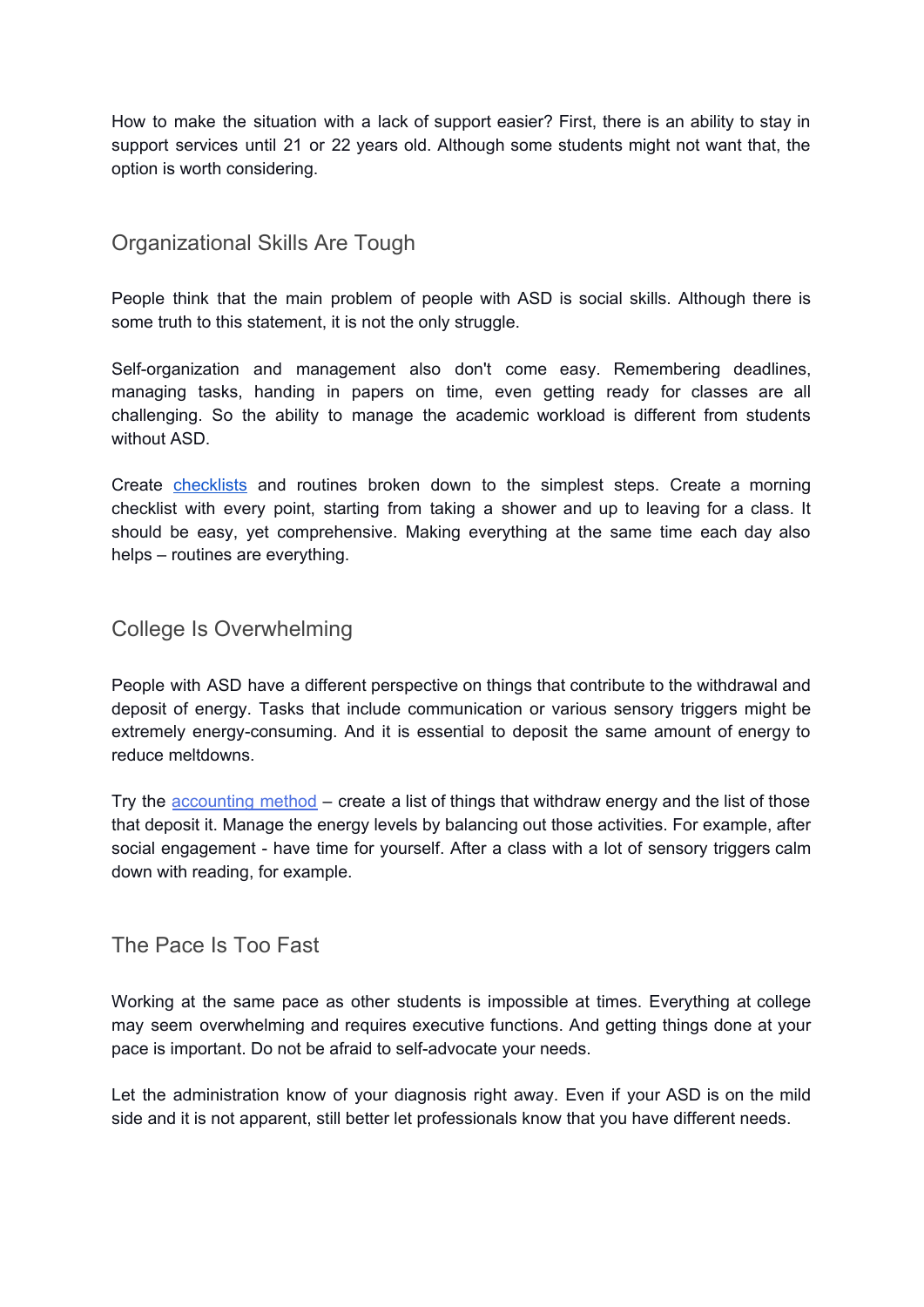How to make the situation with a lack of support easier? First, there is an ability to stay in support services until 21 or 22 years old. Although some students might not want that, the option is worth considering.

## Organizational Skills Are Tough

People think that the main problem of people with ASD is social skills. Although there is some truth to this statement, it is not the only struggle.

Self-organization and management also don't come easy. Remembering deadlines, managing tasks, handing in papers on time, even getting ready for classes are all challenging. So the ability to manage the academic workload is different from students without ASD.

Create checklists and routines broken down to the simplest steps. Create a morning checklist with every point, starting from taking a shower and up to leaving for a class. It should be easy, yet comprehensive. Making everything at the same time each day also helps – routines are everything.

## College Is Overwhelming

People with ASD have a different perspective on things that contribute to the withdrawal and deposit of energy. Tasks that include communication or various sensory triggers might be extremely energy-consuming. And it is essential to deposit the same amount of energy to reduce meltdowns.

Try the accounting method – create a list of things that withdraw energy and the list of those that deposit it. Manage the energy levels by balancing out those activities. For example, after social engagement - have time for yourself. After a class with a lot of sensory triggers calm down with reading, for example.

## The Pace Is Too Fast

Working at the same pace as other students is impossible at times. Everything at college may seem overwhelming and requires executive functions. And getting things done at your pace is important. Do not be afraid to self-advocate your needs.

Let the administration know of your diagnosis right away. Even if your ASD is on the mild side and it is not apparent, still better let professionals know that you have different needs.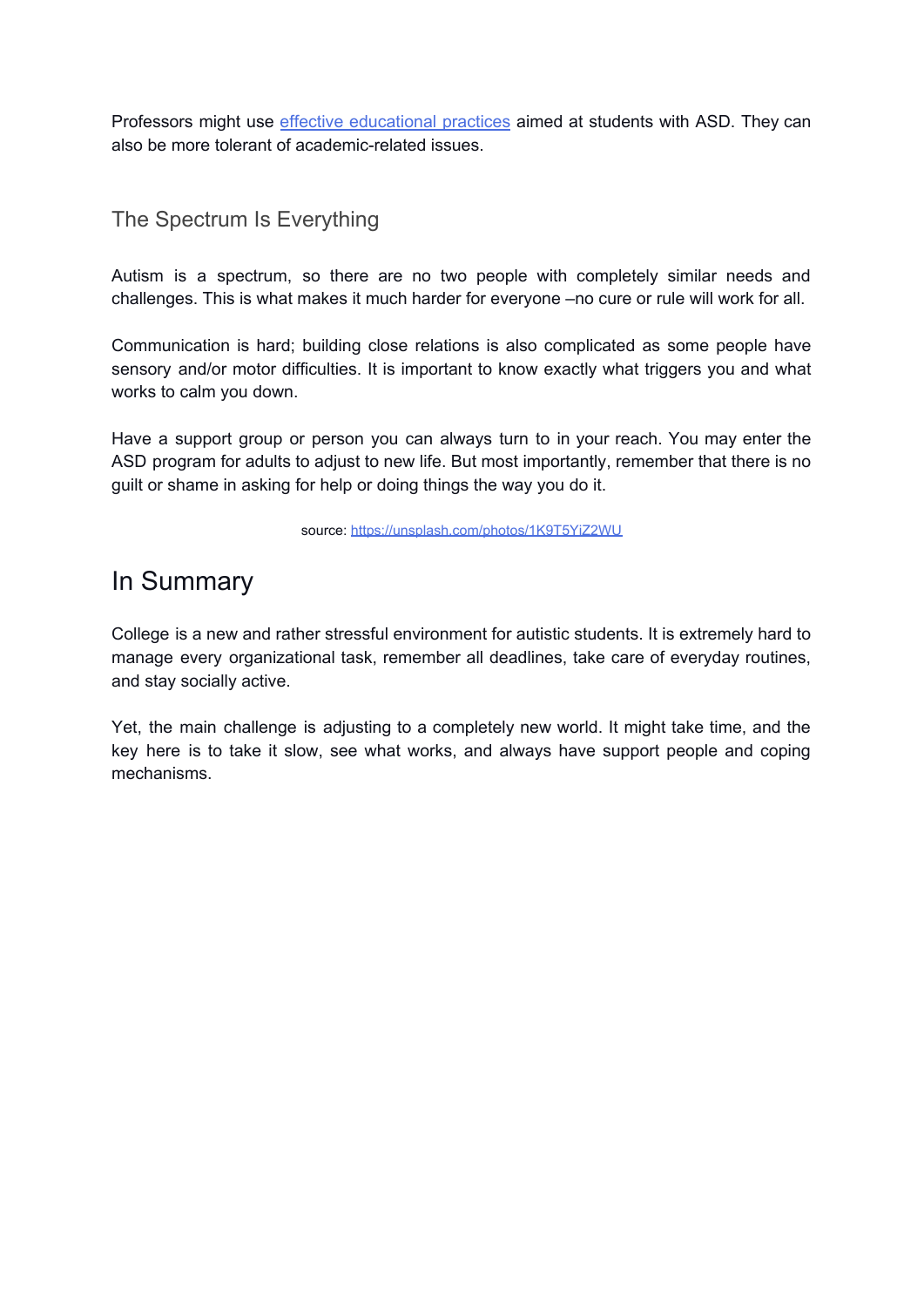Professors might use [effective educational practices](#) aimed at students with ASD. They can also be more tolerant of academic-related issues.

### The Spectrum Is Everything

Autism is a spectrum, so there are no two people with completely similar needs and challenges. This is what makes it much harder for everyone –no cure or rule will work for all.

Communication is hard; building close relations is also complicated as some people have sensory and/or motor difficulties. It is important to know exactly what triggers you and what works to calm you down.

Have a support group or person you can always turn to in your reach. You may enter the ASD program for adults to adjust to new life. But most importantly, remember that there is no guilt or shame in asking for help or doing things the way you do it.

source: https://unsplash.com/photos/1K9T5YiZ2WU

## In Summary

College is a new and rather stressful environment for autistic students. It is extremely hard to manage every organizational task, remember all deadlines, take care of everyday routines, and stay socially active.

Yet, the main challenge is adjusting to a completely new world. It might take time, and the key here is to take it slow, see what works, and always have support people and coping mechanisms.